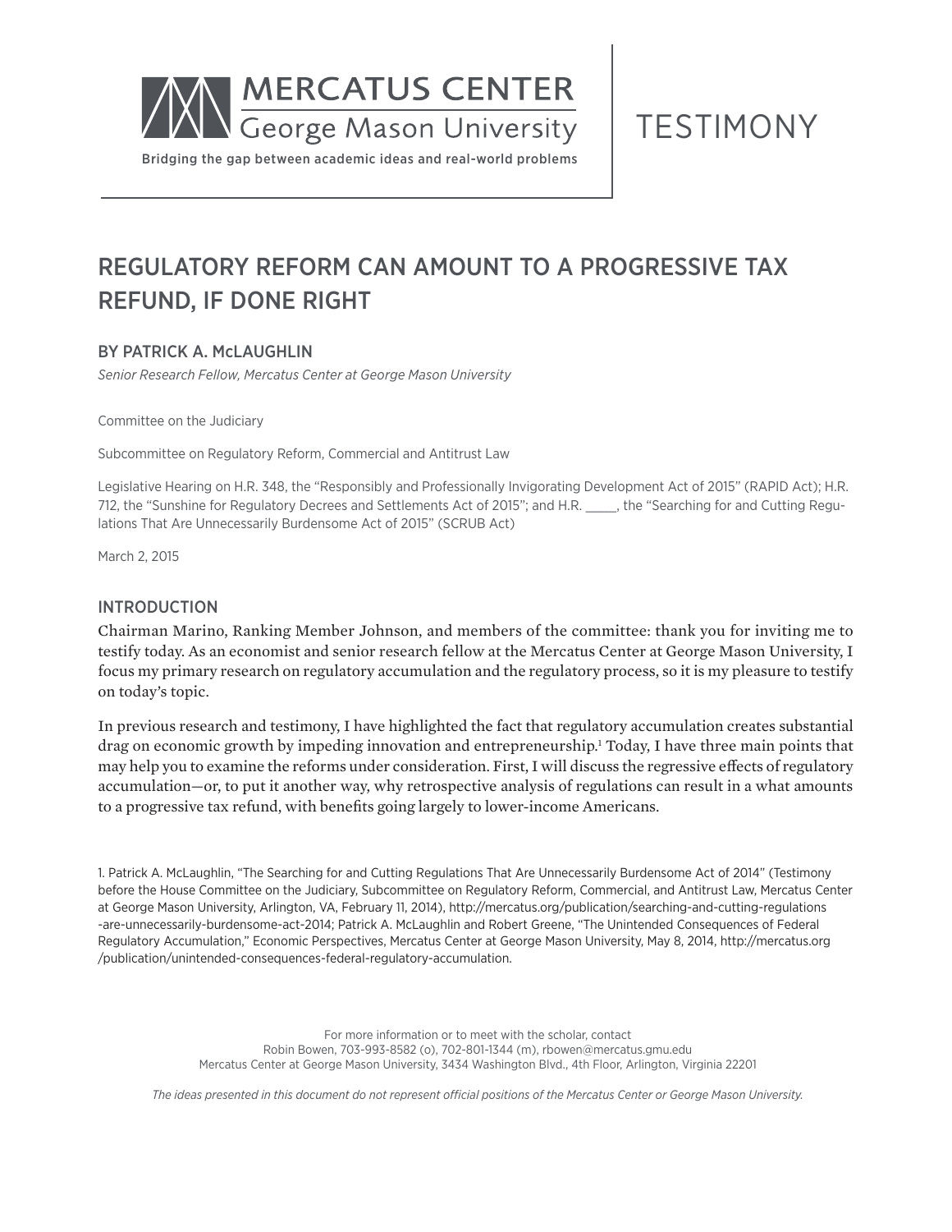MERCATUS CENTER
George Mason University

Bridging the gap between academic ideas and real-world problems

TESTIMONY

# REGULATORY REFORM CAN AMOUNT TO A PROGRESSIVE TAX REFUND, IF DONE RIGHT

## BY PATRICK A. McLAUGHLIN

*Senior Research Fellow, Mercatus Center at George Mason University*

Committee on the Judiciary

Subcommittee on Regulatory Reform, Commercial and Antitrust Law

Legislative Hearing on H.R. 348, the "Responsibly and Professionally Invigorating Development Act of 2015" (RAPID Act); H.R. 712, the "Sunshine for Regulatory Decrees and Settlements Act of 2015"; and H.R. _____, the "Searching for and Cutting Regulations That Are Unnecessarily Burdensome Act of 2015" (SCRUB Act)

March 2, 2015

## INTRODUCTION

Chairman Marino, Ranking Member Johnson, and members of the committee: thank you for inviting me to testify today. As an economist and senior research fellow at the Mercatus Center at George Mason University, I focus my primary research on regulatory accumulation and the regulatory process, so it is my pleasure to testify on today's topic.

In previous research and testimony, I have highlighted the fact that regulatory accumulation creates substantial drag on economic growth by impeding innovation and entrepreneurship.[1] Today, I have three main points that may help you to examine the reforms under consideration. First, I will discuss the regressive effects of regulatory accumulation—or, to put it another way, why retrospective analysis of regulations can result in a what amounts to a progressive tax refund, with benefits going largely to lower-income Americans.

1. Patrick A. McLaughlin, "The Searching for and Cutting Regulations That Are Unnecessarily Burdensome Act of 2014" (Testimony before the House Committee on the Judiciary, Subcommittee on Regulatory Reform, Commercial, and Antitrust Law, Mercatus Center at George Mason University, Arlington, VA, February 11, 2014), http://mercatus.org/publication/searching-and-cutting-regulations-are-unnecessarily-burdensome-act-2014; Patrick A. McLaughlin and Robert Greene, "The Unintended Consequences of Federal Regulatory Accumulation," Economic Perspectives, Mercatus Center at George Mason University, May 8, 2014, http://mercatus.org/publication/unintended-consequences-federal-regulatory-accumulation.

For more information or to meet with the scholar, contact
Robin Bowen, 703-993-8582 (o), 702-801-1344 (m), rbowen@mercatus.gmu.edu
Mercatus Center at George Mason University, 3434 Washington Blvd., 4th Floor, Arlington, Virginia 22201

*The ideas presented in this document do not represent official positions of the Mercatus Center or George Mason University.*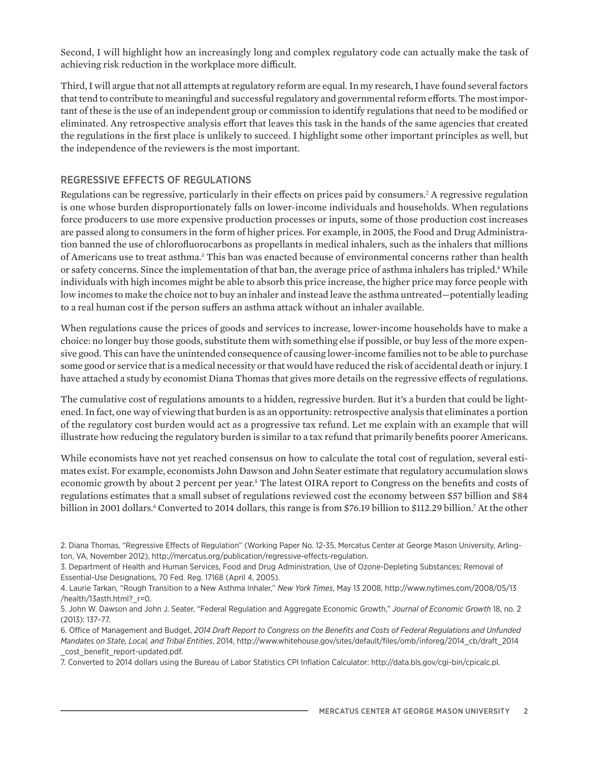Second, I will highlight how an increasingly long and complex regulatory code can actually make the task of achieving risk reduction in the workplace more difficult.

Third, I will argue that not all attempts at regulatory reform are equal. In my research, I have found several factors that tend to contribute to meaningful and successful regulatory and governmental reform efforts. The most important of these is the use of an independent group or commission to identify regulations that need to be modified or eliminated. Any retrospective analysis effort that leaves this task in the hands of the same agencies that created the regulations in the first place is unlikely to succeed. I highlight some other important principles as well, but the independence of the reviewers is the most important.

## REGRESSIVE EFFECTS OF REGULATIONS

Regulations can be regressive, particularly in their effects on prices paid by consumers.[2] A regressive regulation is one whose burden disproportionately falls on lower-income individuals and households. When regulations force producers to use more expensive production processes or inputs, some of those production cost increases are passed along to consumers in the form of higher prices. For example, in 2005, the Food and Drug Administration banned the use of chlorofluorocarbons as propellants in medical inhalers, such as the inhalers that millions of Americans use to treat asthma.[3] This ban was enacted because of environmental concerns rather than health or safety concerns. Since the implementation of that ban, the average price of asthma inhalers has tripled.[4] While individuals with high incomes might be able to absorb this price increase, the higher price may force people with low incomes to make the choice not to buy an inhaler and instead leave the asthma untreated—potentially leading to a real human cost if the person suffers an asthma attack without an inhaler available.

When regulations cause the prices of goods and services to increase, lower-income households have to make a choice: no longer buy those goods, substitute them with something else if possible, or buy less of the more expensive good. This can have the unintended consequence of causing lower-income families not to be able to purchase some good or service that is a medical necessity or that would have reduced the risk of accidental death or injury. I have attached a study by economist Diana Thomas that gives more details on the regressive effects of regulations.

The cumulative cost of regulations amounts to a hidden, regressive burden. But it's a burden that could be lightened. In fact, one way of viewing that burden is as an opportunity: retrospective analysis that eliminates a portion of the regulatory cost burden would act as a progressive tax refund. Let me explain with an example that will illustrate how reducing the regulatory burden is similar to a tax refund that primarily benefits poorer Americans.

While economists have not yet reached consensus on how to calculate the total cost of regulation, several estimates exist. For example, economists John Dawson and John Seater estimate that regulatory accumulation slows economic growth by about 2 percent per year.[5] The latest OIRA report to Congress on the benefits and costs of regulations estimates that a small subset of regulations reviewed cost the economy between $57 billion and $84 billion in 2001 dollars.[6] Converted to 2014 dollars, this range is from $76.19 billion to $112.29 billion.[7] At the other

2. Diana Thomas, "Regressive Effects of Regulation" (Working Paper No. 12-35, Mercatus Center at George Mason University, Arlington, VA, November 2012), http://mercatus.org/publication/regressive-effects-regulation.

3. Department of Health and Human Services, Food and Drug Administration, Use of Ozone-Depleting Substances; Removal of Essential-Use Designations, 70 Fed. Reg. 17168 (April 4, 2005).

4. Laurie Tarkan, "Rough Transition to a New Asthma Inhaler," *New York Times*, May 13 2008, http://www.nytimes.com/2008/05/13/health/13asth.html?_r=0.

5. John W. Dawson and John J. Seater, "Federal Regulation and Aggregate Economic Growth," *Journal of Economic Growth* 18, no. 2 (2013): 137–77.

6. Office of Management and Budget, *2014 Draft Report to Congress on the Benefits and Costs of Federal Regulations and Unfunded Mandates on State, Local, and Tribal Entities*, 2014, http://www.whitehouse.gov/sites/default/files/omb/inforeg/2014_cb/draft_2014_cost_benefit_report-updated.pdf.

7. Converted to 2014 dollars using the Bureau of Labor Statistics CPI Inflation Calculator: http://data.bls.gov/cgi-bin/cpicalc.pl.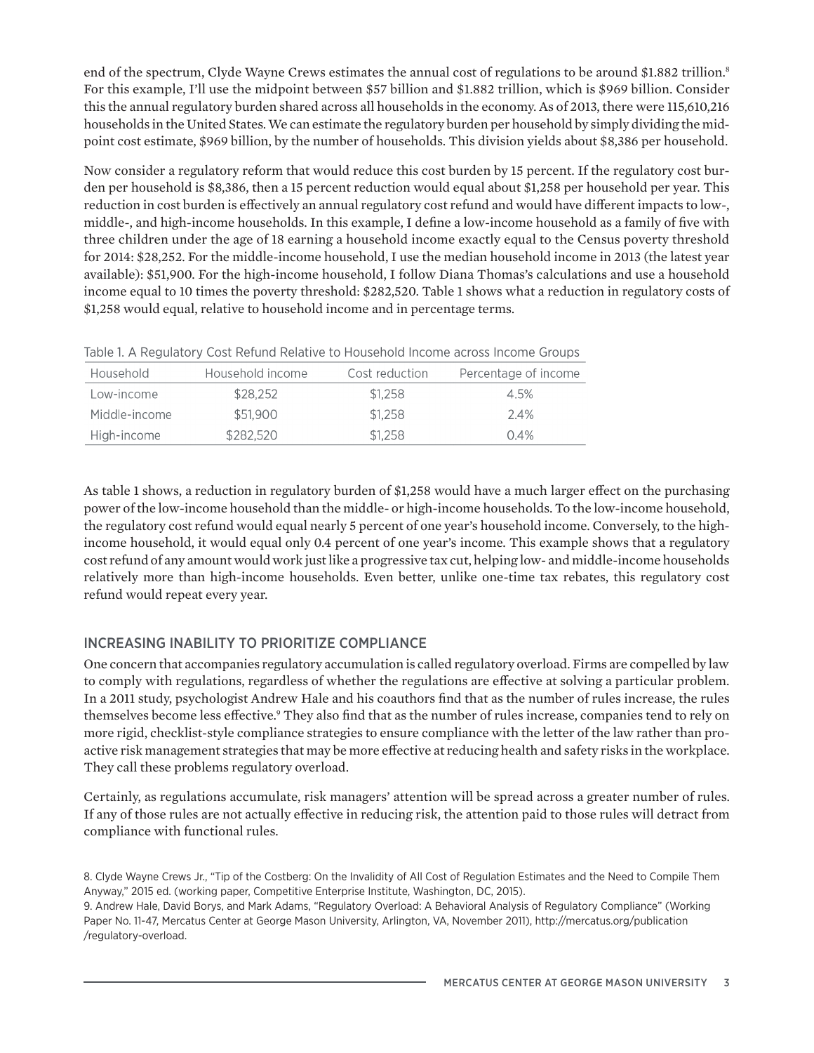end of the spectrum, Clyde Wayne Crews estimates the annual cost of regulations to be around $1.882 trillion.[8] For this example, I'll use the midpoint between $57 billion and $1.882 trillion, which is $969 billion. Consider this the annual regulatory burden shared across all households in the economy. As of 2013, there were 115,610,216 households in the United States. We can estimate the regulatory burden per household by simply dividing the midpoint cost estimate, $969 billion, by the number of households. This division yields about $8,386 per household.

Now consider a regulatory reform that would reduce this cost burden by 15 percent. If the regulatory cost burden per household is $8,386, then a 15 percent reduction would equal about $1,258 per household per year. This reduction in cost burden is effectively an annual regulatory cost refund and would have different impacts to low-, middle-, and high-income households. In this example, I define a low-income household as a family of five with three children under the age of 18 earning a household income exactly equal to the Census poverty threshold for 2014: $28,252. For the middle-income household, I use the median household income in 2013 (the latest year available): $51,900. For the high-income household, I follow Diana Thomas's calculations and use a household income equal to 10 times the poverty threshold: $282,520. Table 1 shows what a reduction in regulatory costs of $1,258 would equal, relative to household income and in percentage terms.

Table 1. A Regulatory Cost Refund Relative to Household Income across Income Groups

| Household | Household income | Cost reduction | Percentage of income |
|---|---|---|---|
| Low-income | $28,252 | $1,258 | 4.5% |
| Middle-income | $51,900 | $1,258 | 2.4% |
| High-income | $282,520 | $1,258 | 0.4% |

As table 1 shows, a reduction in regulatory burden of $1,258 would have a much larger effect on the purchasing power of the low-income household than the middle- or high-income households. To the low-income household, the regulatory cost refund would equal nearly 5 percent of one year's household income. Conversely, to the high-income household, it would equal only 0.4 percent of one year's income. This example shows that a regulatory cost refund of any amount would work just like a progressive tax cut, helping low- and middle-income households relatively more than high-income households. Even better, unlike one-time tax rebates, this regulatory cost refund would repeat every year.

## INCREASING INABILITY TO PRIORITIZE COMPLIANCE

One concern that accompanies regulatory accumulation is called regulatory overload. Firms are compelled by law to comply with regulations, regardless of whether the regulations are effective at solving a particular problem. In a 2011 study, psychologist Andrew Hale and his coauthors find that as the number of rules increase, the rules themselves become less effective.[9] They also find that as the number of rules increase, companies tend to rely on more rigid, checklist-style compliance strategies to ensure compliance with the letter of the law rather than proactive risk management strategies that may be more effective at reducing health and safety risks in the workplace. They call these problems regulatory overload.

Certainly, as regulations accumulate, risk managers' attention will be spread across a greater number of rules. If any of those rules are not actually effective in reducing risk, the attention paid to those rules will detract from compliance with functional rules.

8. Clyde Wayne Crews Jr., "Tip of the Costberg: On the Invalidity of All Cost of Regulation Estimates and the Need to Compile Them Anyway," 2015 ed. (working paper, Competitive Enterprise Institute, Washington, DC, 2015).

9. Andrew Hale, David Borys, and Mark Adams, "Regulatory Overload: A Behavioral Analysis of Regulatory Compliance" (Working Paper No. 11-47, Mercatus Center at George Mason University, Arlington, VA, November 2011), http://mercatus.org/publication/regulatory-overload.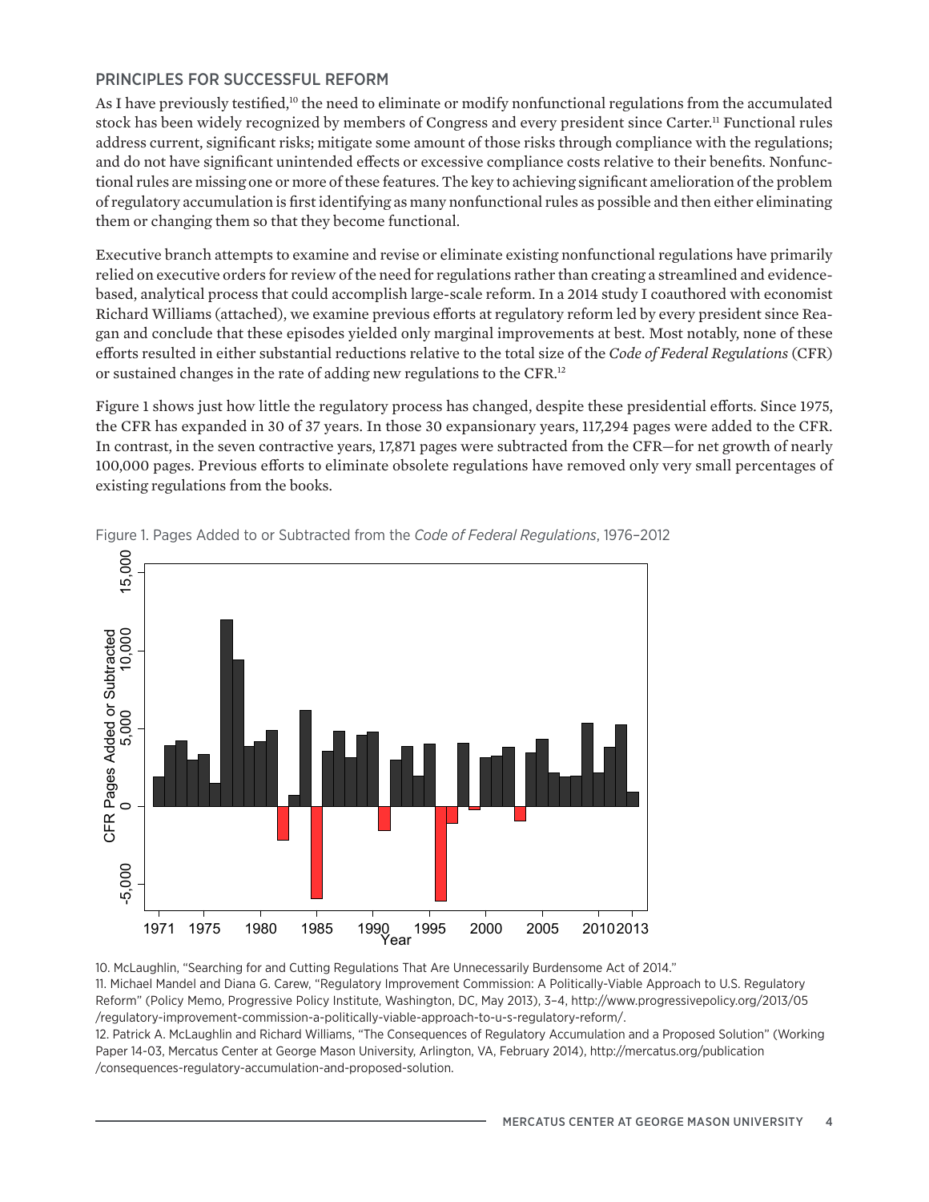## PRINCIPLES FOR SUCCESSFUL REFORM

As I have previously testified,[10] the need to eliminate or modify nonfunctional regulations from the accumulated stock has been widely recognized by members of Congress and every president since Carter.[11] Functional rules address current, significant risks; mitigate some amount of those risks through compliance with the regulations; and do not have significant unintended effects or excessive compliance costs relative to their benefits. Nonfunctional rules are missing one or more of these features. The key to achieving significant amelioration of the problem of regulatory accumulation is first identifying as many nonfunctional rules as possible and then either eliminating them or changing them so that they become functional.

Executive branch attempts to examine and revise or eliminate existing nonfunctional regulations have primarily relied on executive orders for review of the need for regulations rather than creating a streamlined and evidence-based, analytical process that could accomplish large-scale reform. In a 2014 study I coauthored with economist Richard Williams (attached), we examine previous efforts at regulatory reform led by every president since Reagan and conclude that these episodes yielded only marginal improvements at best. Most notably, none of these efforts resulted in either substantial reductions relative to the total size of the *Code of Federal Regulations* (CFR) or sustained changes in the rate of adding new regulations to the CFR.[12]

Figure 1 shows just how little the regulatory process has changed, despite these presidential efforts. Since 1975, the CFR has expanded in 30 of 37 years. In those 30 expansionary years, 117,294 pages were added to the CFR. In contrast, in the seven contractive years, 17,871 pages were subtracted from the CFR—for net growth of nearly 100,000 pages. Previous efforts to eliminate obsolete regulations have removed only very small percentages of existing regulations from the books.

Figure 1. Pages Added to or Subtracted from the *Code of Federal Regulations*, 1976–2012

10. McLaughlin, "Searching for and Cutting Regulations That Are Unnecessarily Burdensome Act of 2014."

11. Michael Mandel and Diana G. Carew, "Regulatory Improvement Commission: A Politically-Viable Approach to U.S. Regulatory Reform" (Policy Memo, Progressive Policy Institute, Washington, DC, May 2013), 3–4, http://www.progressivepolicy.org/2013/05/regulatory-improvement-commission-a-politically-viable-approach-to-u-s-regulatory-reform/.

12. Patrick A. McLaughlin and Richard Williams, "The Consequences of Regulatory Accumulation and a Proposed Solution" (Working Paper 14-03, Mercatus Center at George Mason University, Arlington, VA, February 2014), http://mercatus.org/publication/consequences-regulatory-accumulation-and-proposed-solution.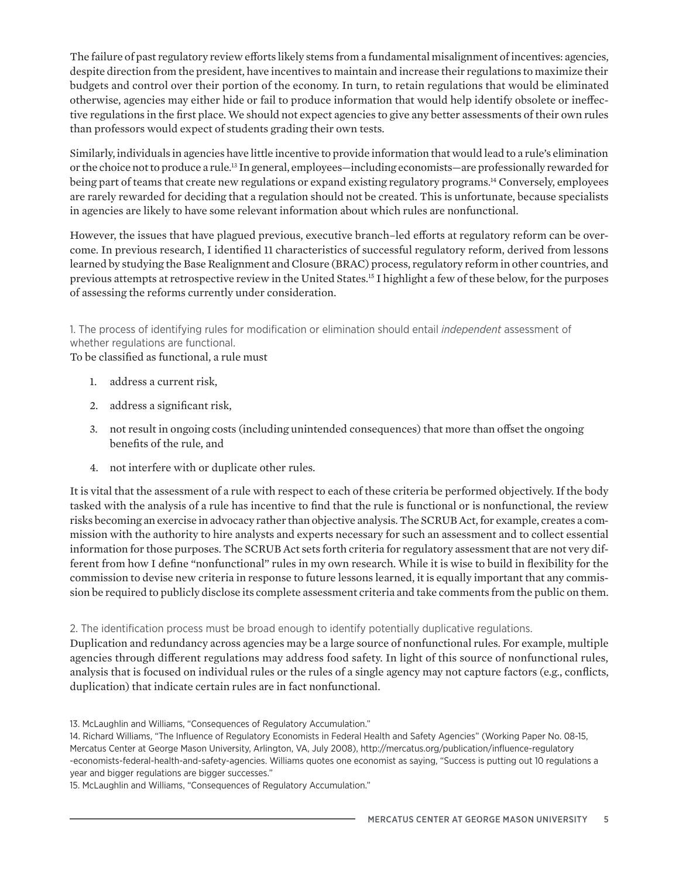The failure of past regulatory review efforts likely stems from a fundamental misalignment of incentives: agencies, despite direction from the president, have incentives to maintain and increase their regulations to maximize their budgets and control over their portion of the economy. In turn, to retain regulations that would be eliminated otherwise, agencies may either hide or fail to produce information that would help identify obsolete or ineffective regulations in the first place. We should not expect agencies to give any better assessments of their own rules than professors would expect of students grading their own tests.

Similarly, individuals in agencies have little incentive to provide information that would lead to a rule's elimination or the choice not to produce a rule.[13] In general, employees—including economists—are professionally rewarded for being part of teams that create new regulations or expand existing regulatory programs.[14] Conversely, employees are rarely rewarded for deciding that a regulation should not be created. This is unfortunate, because specialists in agencies are likely to have some relevant information about which rules are nonfunctional.

However, the issues that have plagued previous, executive branch–led efforts at regulatory reform can be overcome. In previous research, I identified 11 characteristics of successful regulatory reform, derived from lessons learned by studying the Base Realignment and Closure (BRAC) process, regulatory reform in other countries, and previous attempts at retrospective review in the United States.[15] I highlight a few of these below, for the purposes of assessing the reforms currently under consideration.

#### 1. The process of identifying rules for modification or elimination should entail *independent* assessment of whether regulations are functional.

To be classified as functional, a rule must

1. address a current risk,
2. address a significant risk,
3. not result in ongoing costs (including unintended consequences) that more than offset the ongoing benefits of the rule, and
4. not interfere with or duplicate other rules.

It is vital that the assessment of a rule with respect to each of these criteria be performed objectively. If the body tasked with the analysis of a rule has incentive to find that the rule is functional or is nonfunctional, the review risks becoming an exercise in advocacy rather than objective analysis. The SCRUB Act, for example, creates a commission with the authority to hire analysts and experts necessary for such an assessment and to collect essential information for those purposes. The SCRUB Act sets forth criteria for regulatory assessment that are not very different from how I define "nonfunctional" rules in my own research. While it is wise to build in flexibility for the commission to devise new criteria in response to future lessons learned, it is equally important that any commission be required to publicly disclose its complete assessment criteria and take comments from the public on them.

#### 2. The identification process must be broad enough to identify potentially duplicative regulations.

Duplication and redundancy across agencies may be a large source of nonfunctional rules. For example, multiple agencies through different regulations may address food safety. In light of this source of nonfunctional rules, analysis that is focused on individual rules or the rules of a single agency may not capture factors (e.g., conflicts, duplication) that indicate certain rules are in fact nonfunctional.

13. McLaughlin and Williams, "Consequences of Regulatory Accumulation."

14. Richard Williams, "The Influence of Regulatory Economists in Federal Health and Safety Agencies" (Working Paper No. 08-15, Mercatus Center at George Mason University, Arlington, VA, July 2008), http://mercatus.org/publication/influence-regulatory-economists-federal-health-and-safety-agencies. Williams quotes one economist as saying, "Success is putting out 10 regulations a year and bigger regulations are bigger successes."

15. McLaughlin and Williams, "Consequences of Regulatory Accumulation."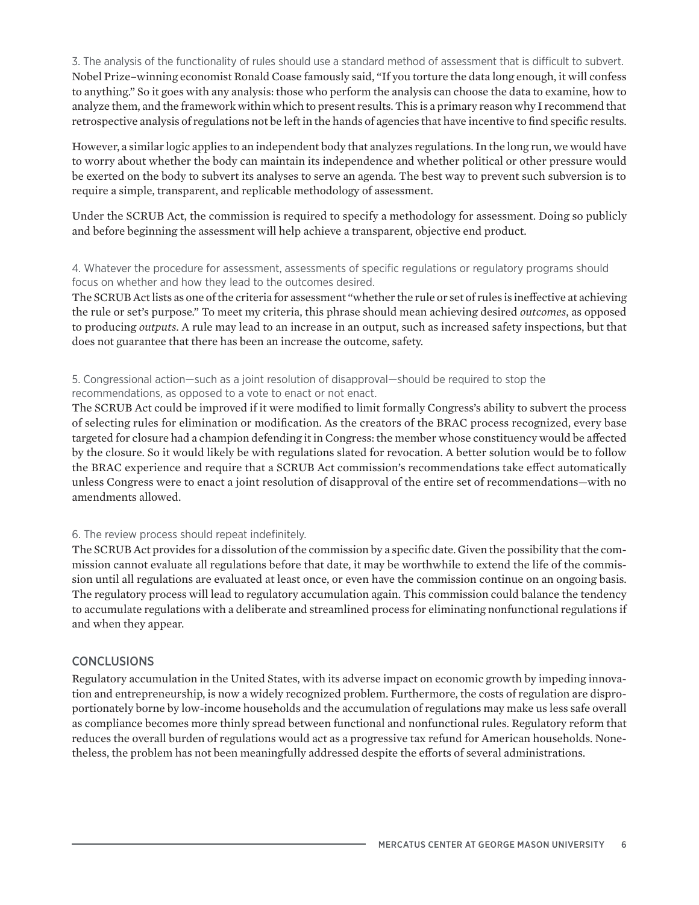3. The analysis of the functionality of rules should use a standard method of assessment that is difficult to subvert.

Nobel Prize–winning economist Ronald Coase famously said, "If you torture the data long enough, it will confess to anything." So it goes with any analysis: those who perform the analysis can choose the data to examine, how to analyze them, and the framework within which to present results. This is a primary reason why I recommend that retrospective analysis of regulations not be left in the hands of agencies that have incentive to find specific results.

However, a similar logic applies to an independent body that analyzes regulations. In the long run, we would have to worry about whether the body can maintain its independence and whether political or other pressure would be exerted on the body to subvert its analyses to serve an agenda. The best way to prevent such subversion is to require a simple, transparent, and replicable methodology of assessment.

Under the SCRUB Act, the commission is required to specify a methodology for assessment. Doing so publicly and before beginning the assessment will help achieve a transparent, objective end product.

4. Whatever the procedure for assessment, assessments of specific regulations or regulatory programs should focus on whether and how they lead to the outcomes desired.

The SCRUB Act lists as one of the criteria for assessment "whether the rule or set of rules is ineffective at achieving the rule or set's purpose." To meet my criteria, this phrase should mean achieving desired *outcomes*, as opposed to producing *outputs*. A rule may lead to an increase in an output, such as increased safety inspections, but that does not guarantee that there has been an increase the outcome, safety.

5. Congressional action—such as a joint resolution of disapproval—should be required to stop the recommendations, as opposed to a vote to enact or not enact.

The SCRUB Act could be improved if it were modified to limit formally Congress's ability to subvert the process of selecting rules for elimination or modification. As the creators of the BRAC process recognized, every base targeted for closure had a champion defending it in Congress: the member whose constituency would be affected by the closure. So it would likely be with regulations slated for revocation. A better solution would be to follow the BRAC experience and require that a SCRUB Act commission's recommendations take effect automatically unless Congress were to enact a joint resolution of disapproval of the entire set of recommendations—with no amendments allowed.

6. The review process should repeat indefinitely.

The SCRUB Act provides for a dissolution of the commission by a specific date. Given the possibility that the commission cannot evaluate all regulations before that date, it may be worthwhile to extend the life of the commission until all regulations are evaluated at least once, or even have the commission continue on an ongoing basis. The regulatory process will lead to regulatory accumulation again. This commission could balance the tendency to accumulate regulations with a deliberate and streamlined process for eliminating nonfunctional regulations if and when they appear.

## CONCLUSIONS

Regulatory accumulation in the United States, with its adverse impact on economic growth by impeding innovation and entrepreneurship, is now a widely recognized problem. Furthermore, the costs of regulation are disproportionately borne by low-income households and the accumulation of regulations may make us less safe overall as compliance becomes more thinly spread between functional and nonfunctional rules. Regulatory reform that reduces the overall burden of regulations would act as a progressive tax refund for American households. Nonetheless, the problem has not been meaningfully addressed despite the efforts of several administrations.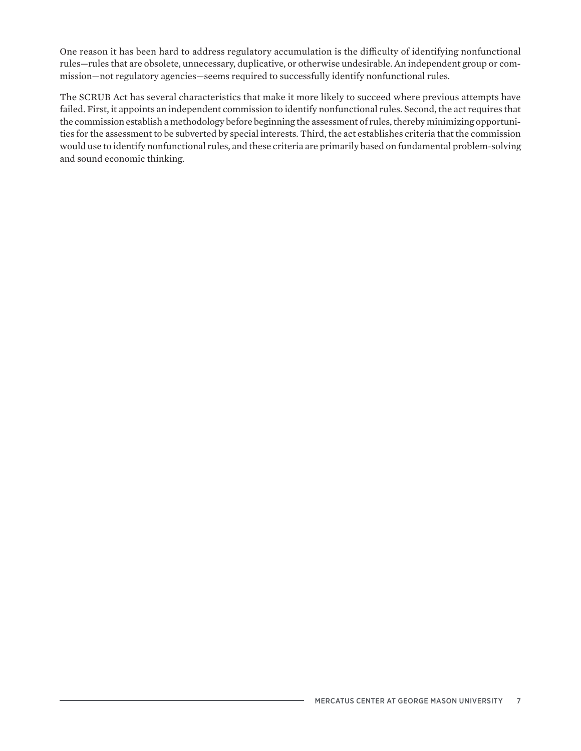One reason it has been hard to address regulatory accumulation is the difficulty of identifying nonfunctional rules—rules that are obsolete, unnecessary, duplicative, or otherwise undesirable. An independent group or commission—not regulatory agencies—seems required to successfully identify nonfunctional rules.

The SCRUB Act has several characteristics that make it more likely to succeed where previous attempts have failed. First, it appoints an independent commission to identify nonfunctional rules. Second, the act requires that the commission establish a methodology before beginning the assessment of rules, thereby minimizing opportunities for the assessment to be subverted by special interests. Third, the act establishes criteria that the commission would use to identify nonfunctional rules, and these criteria are primarily based on fundamental problem-solving and sound economic thinking.